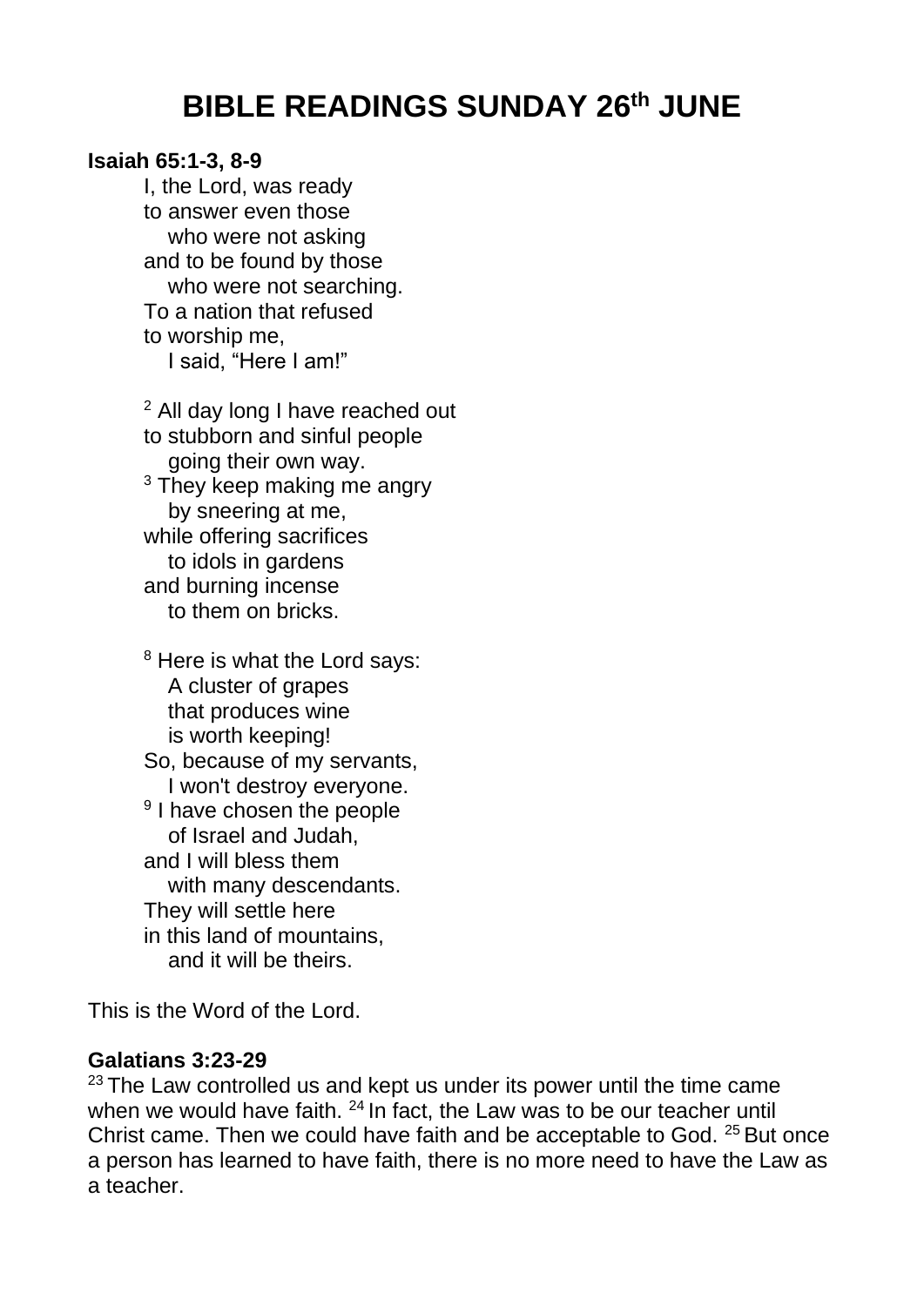# BIBLE READINGS SUNDAY 26th JUNE

**Isaiah 65:1-3, 8-9**

I, the Lord, was ready
to answer even those
who were not asking
and to be found by those
who were not searching.
To a nation that refused
to worship me,
I said, "Here I am!"

[2] All day long I have reached out
to stubborn and sinful people
going their own way.
[3] They keep making me angry
by sneering at me,
while offering sacrifices
to idols in gardens
and burning incense
to them on bricks.

[8] Here is what the Lord says:
A cluster of grapes
that produces wine
is worth keeping!
So, because of my servants,
I won't destroy everyone.
[9] I have chosen the people
of Israel and Judah,
and I will bless them
with many descendants.
They will settle here
in this land of mountains,
and it will be theirs.

This is the Word of the Lord.

**Galatians 3:23-29**

[23] The Law controlled us and kept us under its power until the time came when we would have faith. [24] In fact, the Law was to be our teacher until Christ came. Then we could have faith and be acceptable to God. [25] But once a person has learned to have faith, there is no more need to have the Law as a teacher.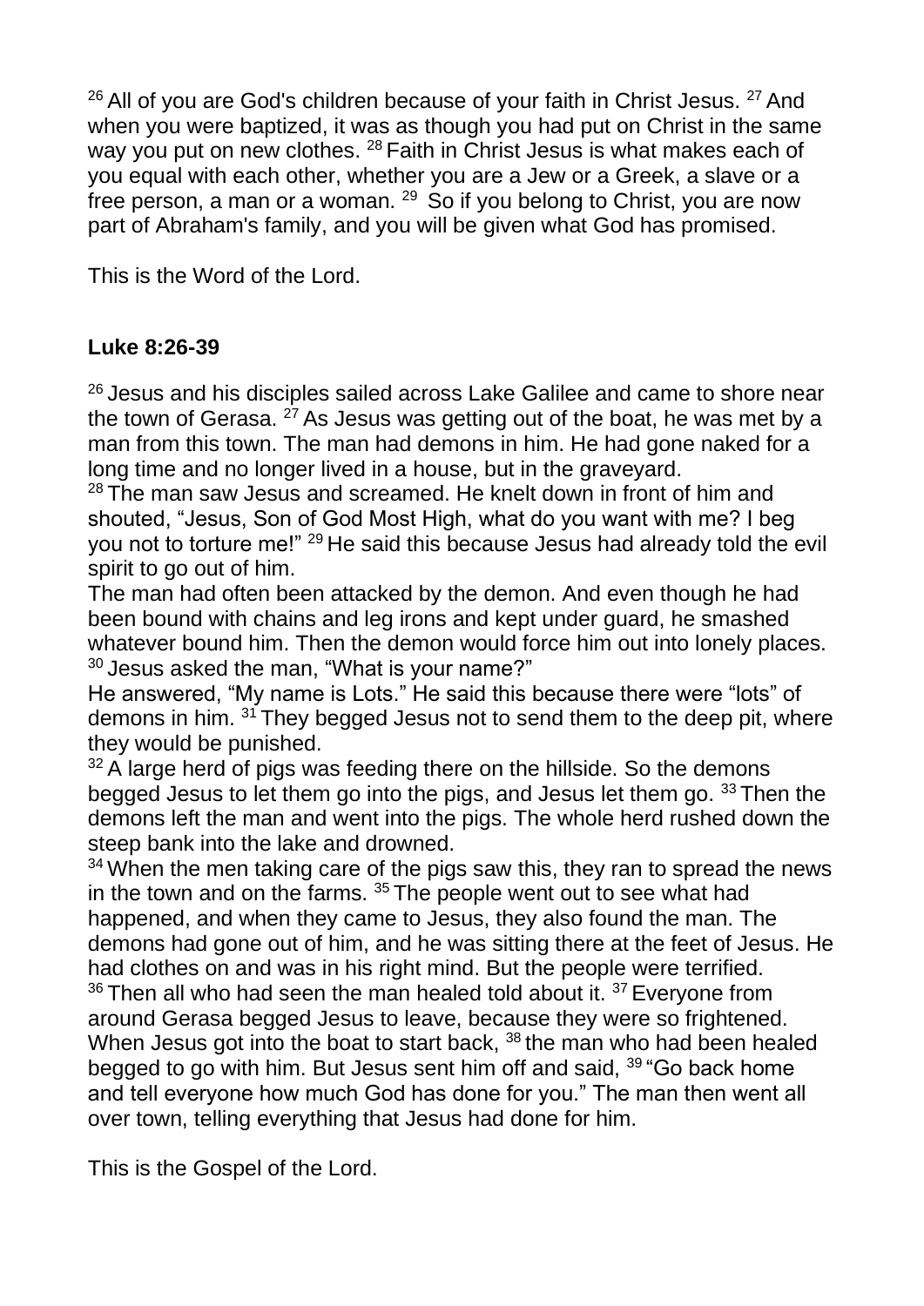[26] All of you are God's children because of your faith in Christ Jesus. [27] And when you were baptized, it was as though you had put on Christ in the same way you put on new clothes. [28] Faith in Christ Jesus is what makes each of you equal with each other, whether you are a Jew or a Greek, a slave or a free person, a man or a woman. [29] So if you belong to Christ, you are now part of Abraham's family, and you will be given what God has promised.

This is the Word of the Lord.

**Luke 8:26-39**

[26] Jesus and his disciples sailed across Lake Galilee and came to shore near the town of Gerasa. [27] As Jesus was getting out of the boat, he was met by a man from this town. The man had demons in him. He had gone naked for a long time and no longer lived in a house, but in the graveyard.
[28] The man saw Jesus and screamed. He knelt down in front of him and shouted, "Jesus, Son of God Most High, what do you want with me? I beg you not to torture me!" [29] He said this because Jesus had already told the evil spirit to go out of him.
The man had often been attacked by the demon. And even though he had been bound with chains and leg irons and kept under guard, he smashed whatever bound him. Then the demon would force him out into lonely places.
[30] Jesus asked the man, "What is your name?"
He answered, "My name is Lots." He said this because there were "lots" of demons in him. [31] They begged Jesus not to send them to the deep pit, where they would be punished.
[32] A large herd of pigs was feeding there on the hillside. So the demons begged Jesus to let them go into the pigs, and Jesus let them go. [33] Then the demons left the man and went into the pigs. The whole herd rushed down the steep bank into the lake and drowned.
[34] When the men taking care of the pigs saw this, they ran to spread the news in the town and on the farms. [35] The people went out to see what had happened, and when they came to Jesus, they also found the man. The demons had gone out of him, and he was sitting there at the feet of Jesus. He had clothes on and was in his right mind. But the people were terrified.
[36] Then all who had seen the man healed told about it. [37] Everyone from around Gerasa begged Jesus to leave, because they were so frightened. When Jesus got into the boat to start back, [38] the man who had been healed begged to go with him. But Jesus sent him off and said, [39] "Go back home and tell everyone how much God has done for you." The man then went all over town, telling everything that Jesus had done for him.

This is the Gospel of the Lord.